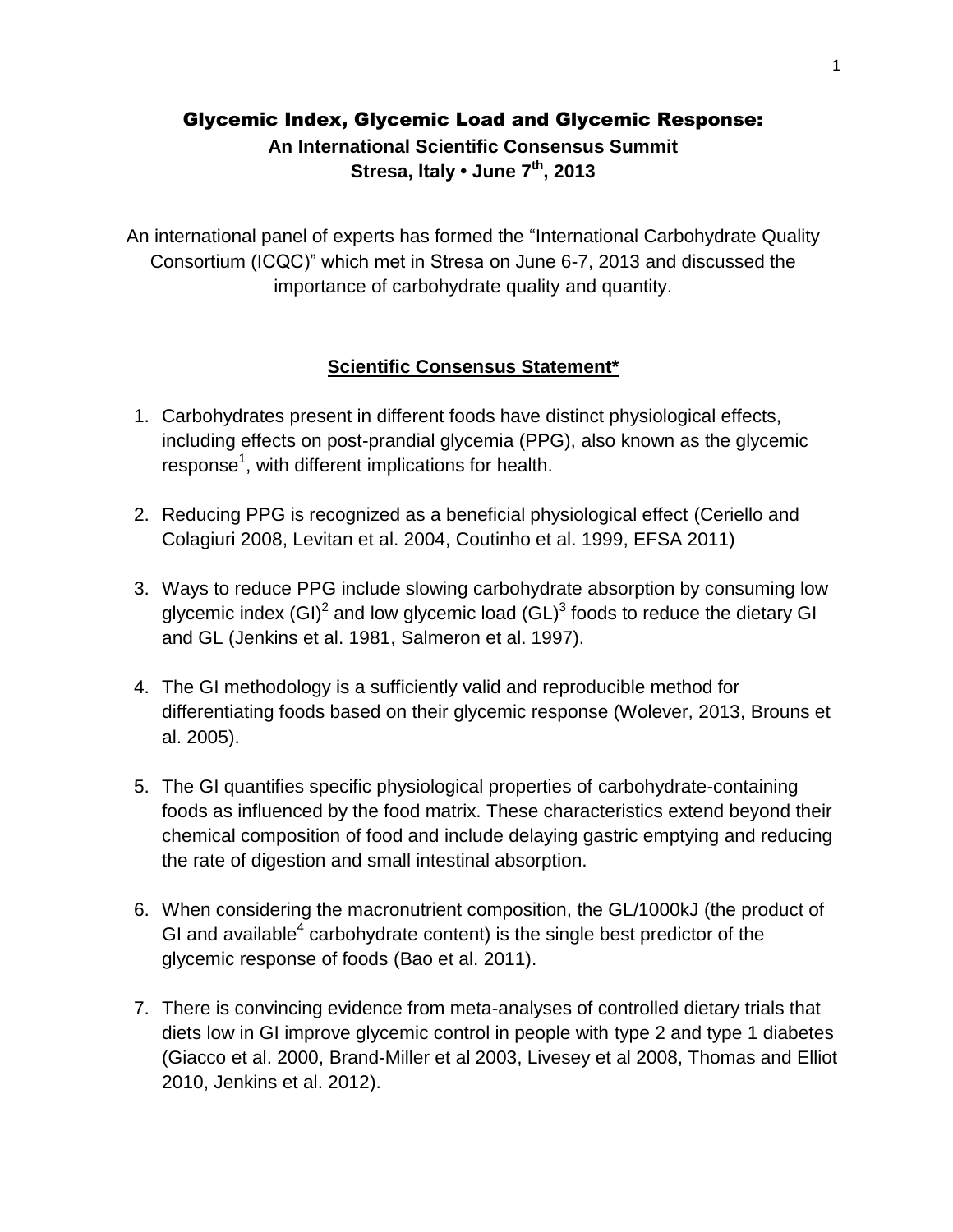# Glycemic Index, Glycemic Load and Glycemic Response:

**An International Scientific Consensus Summit**
**Stresa, Italy • June 7th, 2013**

An international panel of experts has formed the "International Carbohydrate Quality Consortium (ICQC)" which met in Stresa on June 6-7, 2013 and discussed the importance of carbohydrate quality and quantity.

## Scientific Consensus Statement*

1. Carbohydrates present in different foods have distinct physiological effects, including effects on post-prandial glycemia (PPG), also known as the glycemic response[1], with different implications for health.

2. Reducing PPG is recognized as a beneficial physiological effect (Ceriello and Colagiuri 2008, Levitan et al. 2004, Coutinho et al. 1999, EFSA 2011)

3. Ways to reduce PPG include slowing carbohydrate absorption by consuming low glycemic index (GI)[2] and low glycemic load (GL)[3] foods to reduce the dietary GI and GL (Jenkins et al. 1981, Salmeron et al. 1997).

4. The GI methodology is a sufficiently valid and reproducible method for differentiating foods based on their glycemic response (Wolever, 2013, Brouns et al. 2005).

5. The GI quantifies specific physiological properties of carbohydrate-containing foods as influenced by the food matrix. These characteristics extend beyond their chemical composition of food and include delaying gastric emptying and reducing the rate of digestion and small intestinal absorption.

6. When considering the macronutrient composition, the GL/1000kJ (the product of GI and available[4] carbohydrate content) is the single best predictor of the glycemic response of foods (Bao et al. 2011).

7. There is convincing evidence from meta-analyses of controlled dietary trials that diets low in GI improve glycemic control in people with type 2 and type 1 diabetes (Giacco et al. 2000, Brand-Miller et al 2003, Livesey et al 2008, Thomas and Elliot 2010, Jenkins et al. 2012).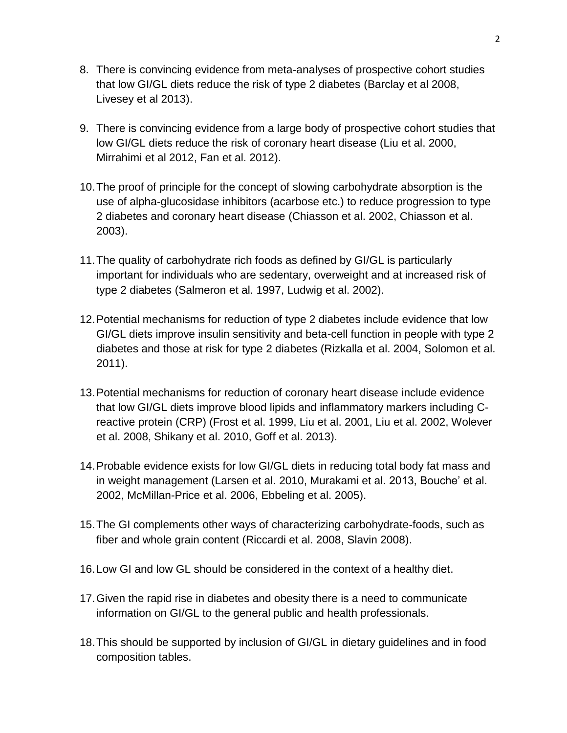8. There is convincing evidence from meta-analyses of prospective cohort studies that low GI/GL diets reduce the risk of type 2 diabetes (Barclay et al 2008, Livesey et al 2013).

9. There is convincing evidence from a large body of prospective cohort studies that low GI/GL diets reduce the risk of coronary heart disease (Liu et al. 2000, Mirrahimi et al 2012, Fan et al. 2012).

10. The proof of principle for the concept of slowing carbohydrate absorption is the use of alpha-glucosidase inhibitors (acarbose etc.) to reduce progression to type 2 diabetes and coronary heart disease (Chiasson et al. 2002, Chiasson et al. 2003).

11. The quality of carbohydrate rich foods as defined by GI/GL is particularly important for individuals who are sedentary, overweight and at increased risk of type 2 diabetes (Salmeron et al. 1997, Ludwig et al. 2002).

12. Potential mechanisms for reduction of type 2 diabetes include evidence that low GI/GL diets improve insulin sensitivity and beta-cell function in people with type 2 diabetes and those at risk for type 2 diabetes (Rizkalla et al. 2004, Solomon et al. 2011).

13. Potential mechanisms for reduction of coronary heart disease include evidence that low GI/GL diets improve blood lipids and inflammatory markers including C-reactive protein (CRP) (Frost et al. 1999, Liu et al. 2001, Liu et al. 2002, Wolever et al. 2008, Shikany et al. 2010, Goff et al. 2013).

14. Probable evidence exists for low GI/GL diets in reducing total body fat mass and in weight management (Larsen et al. 2010, Murakami et al. 2013, Bouche' et al. 2002, McMillan-Price et al. 2006, Ebbeling et al. 2005).

15. The GI complements other ways of characterizing carbohydrate-foods, such as fiber and whole grain content (Riccardi et al. 2008, Slavin 2008).

16. Low GI and low GL should be considered in the context of a healthy diet.

17. Given the rapid rise in diabetes and obesity there is a need to communicate information on GI/GL to the general public and health professionals.

18. This should be supported by inclusion of GI/GL in dietary guidelines and in food composition tables.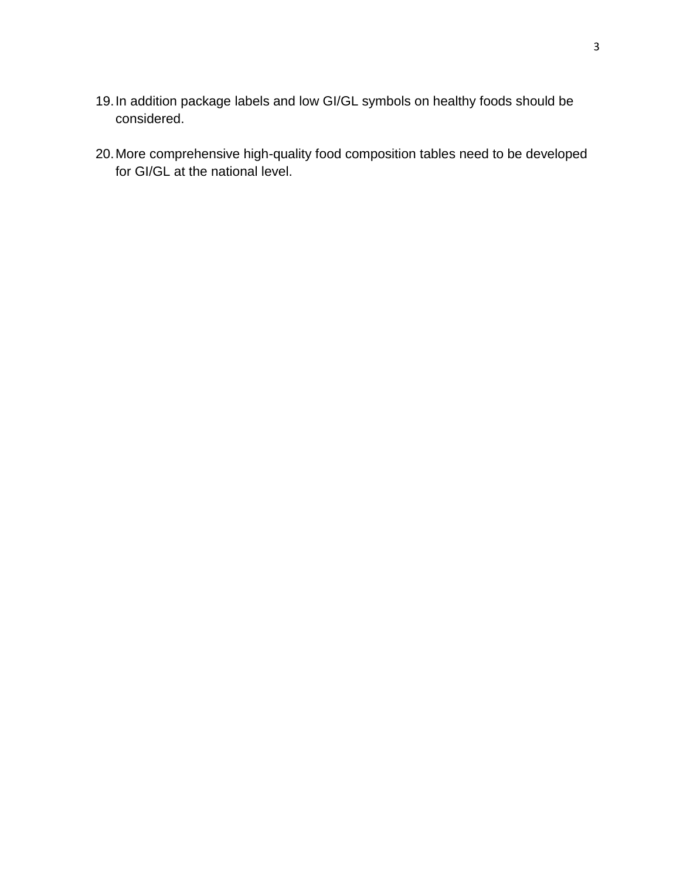19. In addition package labels and low GI/GL symbols on healthy foods should be considered.

20. More comprehensive high-quality food composition tables need to be developed for GI/GL at the national level.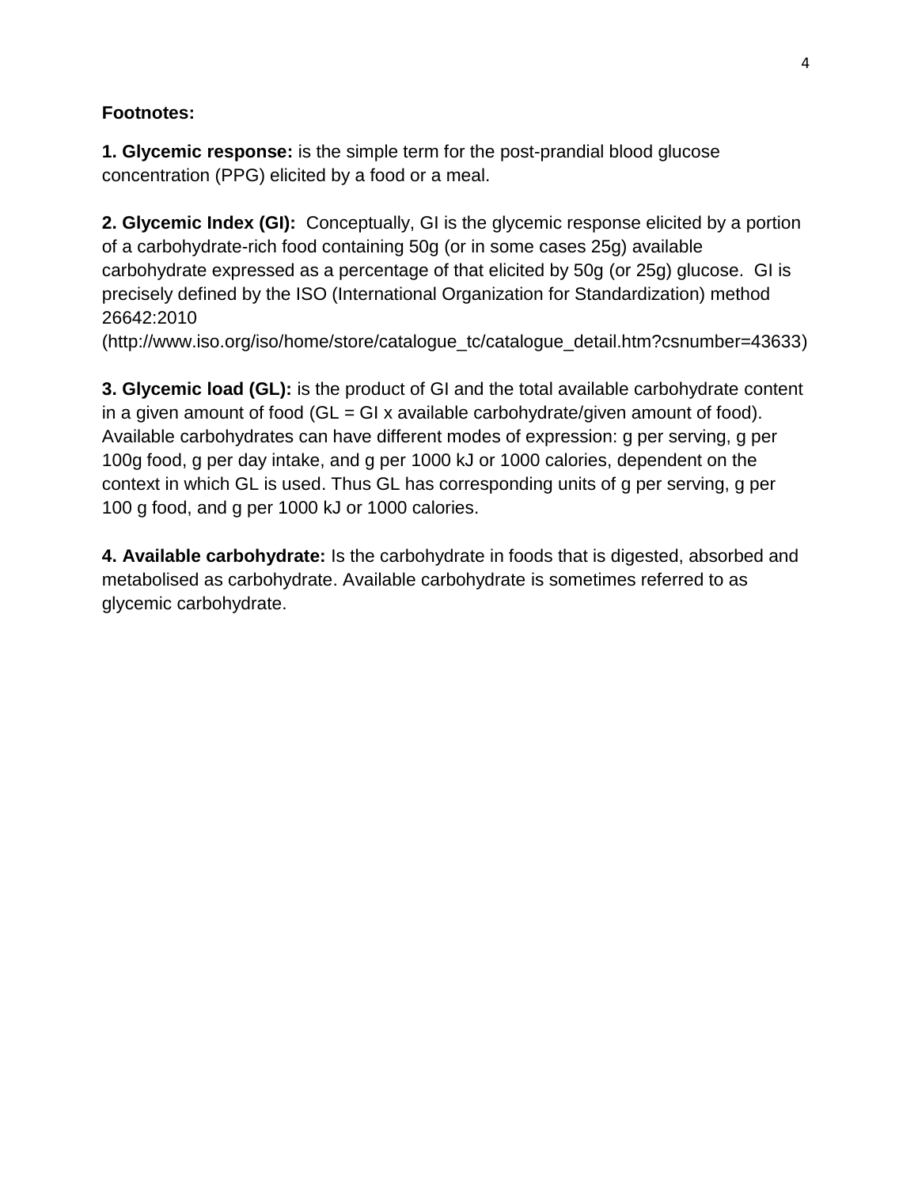**Footnotes:**

**1. Glycemic response:** is the simple term for the post-prandial blood glucose concentration (PPG) elicited by a food or a meal.

**2. Glycemic Index (GI):** Conceptually, GI is the glycemic response elicited by a portion of a carbohydrate-rich food containing 50g (or in some cases 25g) available carbohydrate expressed as a percentage of that elicited by 50g (or 25g) glucose. GI is precisely defined by the ISO (International Organization for Standardization) method 26642:2010 (http://www.iso.org/iso/home/store/catalogue_tc/catalogue_detail.htm?csnumber=43633)

**3. Glycemic load (GL):** is the product of GI and the total available carbohydrate content in a given amount of food (GL = GI x available carbohydrate/given amount of food). Available carbohydrates can have different modes of expression: g per serving, g per 100g food, g per day intake, and g per 1000 kJ or 1000 calories, dependent on the context in which GL is used. Thus GL has corresponding units of g per serving, g per 100 g food, and g per 1000 kJ or 1000 calories.

**4. Available carbohydrate:** Is the carbohydrate in foods that is digested, absorbed and metabolised as carbohydrate. Available carbohydrate is sometimes referred to as glycemic carbohydrate.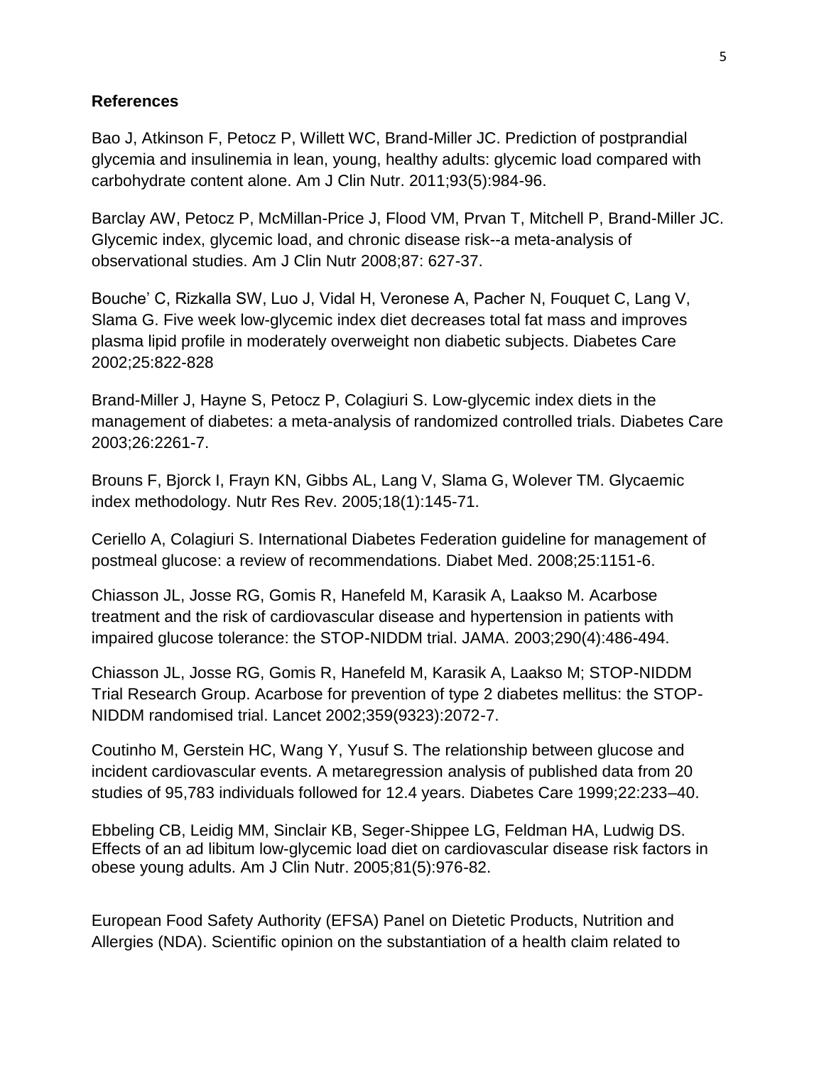**References**

Bao J, Atkinson F, Petocz P, Willett WC, Brand-Miller JC. Prediction of postprandial glycemia and insulinemia in lean, young, healthy adults: glycemic load compared with carbohydrate content alone. Am J Clin Nutr. 2011;93(5):984-96.

Barclay AW, Petocz P, McMillan-Price J, Flood VM, Prvan T, Mitchell P, Brand-Miller JC. Glycemic index, glycemic load, and chronic disease risk--a meta-analysis of observational studies. Am J Clin Nutr 2008;87: 627-37.

Bouche' C, Rizkalla SW, Luo J, Vidal H, Veronese A, Pacher N, Fouquet C, Lang V, Slama G. Five week low-glycemic index diet decreases total fat mass and improves plasma lipid profile in moderately overweight non diabetic subjects. Diabetes Care 2002;25:822-828

Brand-Miller J, Hayne S, Petocz P, Colagiuri S. Low-glycemic index diets in the management of diabetes: a meta-analysis of randomized controlled trials. Diabetes Care 2003;26:2261-7.

Brouns F, Bjorck I, Frayn KN, Gibbs AL, Lang V, Slama G, Wolever TM. Glycaemic index methodology. Nutr Res Rev. 2005;18(1):145-71.

Ceriello A, Colagiuri S. International Diabetes Federation guideline for management of postmeal glucose: a review of recommendations. Diabet Med. 2008;25:1151-6.

Chiasson JL, Josse RG, Gomis R, Hanefeld M, Karasik A, Laakso M. Acarbose treatment and the risk of cardiovascular disease and hypertension in patients with impaired glucose tolerance: the STOP-NIDDM trial. JAMA. 2003;290(4):486-494.

Chiasson JL, Josse RG, Gomis R, Hanefeld M, Karasik A, Laakso M; STOP-NIDDM Trial Research Group. Acarbose for prevention of type 2 diabetes mellitus: the STOP-NIDDM randomised trial. Lancet 2002;359(9323):2072-7.

Coutinho M, Gerstein HC, Wang Y, Yusuf S. The relationship between glucose and incident cardiovascular events. A metaregression analysis of published data from 20 studies of 95,783 individuals followed for 12.4 years. Diabetes Care 1999;22:233–40.

Ebbeling CB, Leidig MM, Sinclair KB, Seger-Shippee LG, Feldman HA, Ludwig DS. Effects of an ad libitum low-glycemic load diet on cardiovascular disease risk factors in obese young adults. Am J Clin Nutr. 2005;81(5):976-82.

European Food Safety Authority (EFSA) Panel on Dietetic Products, Nutrition and Allergies (NDA). Scientific opinion on the substantiation of a health claim related to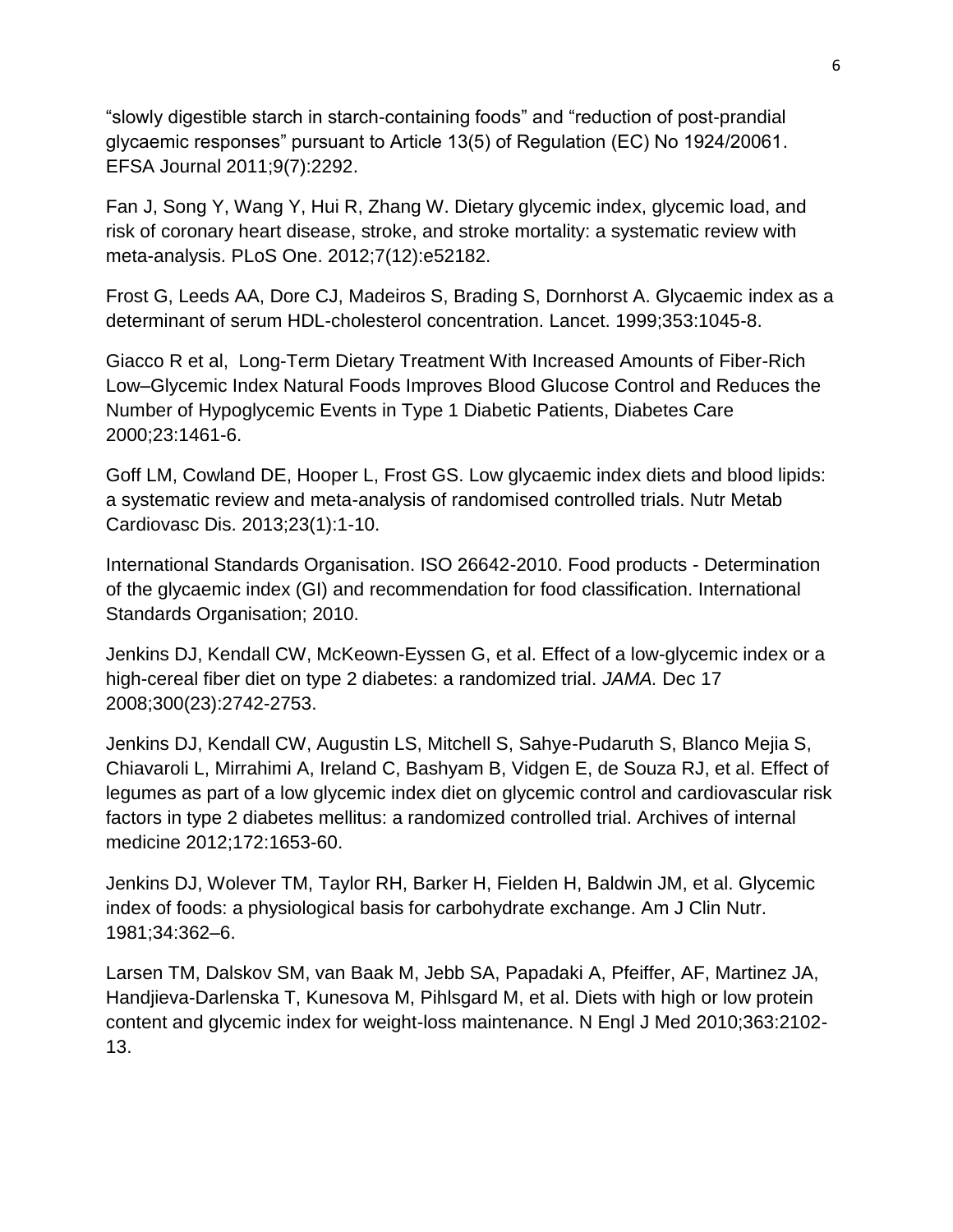"slowly digestible starch in starch-containing foods" and "reduction of post-prandial glycaemic responses" pursuant to Article 13(5) of Regulation (EC) No 1924/20061. EFSA Journal 2011;9(7):2292.

Fan J, Song Y, Wang Y, Hui R, Zhang W. Dietary glycemic index, glycemic load, and risk of coronary heart disease, stroke, and stroke mortality: a systematic review with meta-analysis. PLoS One. 2012;7(12):e52182.

Frost G, Leeds AA, Dore CJ, Madeiros S, Brading S, Dornhorst A. Glycaemic index as a determinant of serum HDL-cholesterol concentration. Lancet. 1999;353:1045-8.

Giacco R et al, Long-Term Dietary Treatment With Increased Amounts of Fiber-Rich Low–Glycemic Index Natural Foods Improves Blood Glucose Control and Reduces the Number of Hypoglycemic Events in Type 1 Diabetic Patients, Diabetes Care 2000;23:1461-6.

Goff LM, Cowland DE, Hooper L, Frost GS. Low glycaemic index diets and blood lipids: a systematic review and meta-analysis of randomised controlled trials. Nutr Metab Cardiovasc Dis. 2013;23(1):1-10.

International Standards Organisation. ISO 26642-2010. Food products - Determination of the glycaemic index (GI) and recommendation for food classification. International Standards Organisation; 2010.

Jenkins DJ, Kendall CW, McKeown-Eyssen G, et al. Effect of a low-glycemic index or a high-cereal fiber diet on type 2 diabetes: a randomized trial. *JAMA.* Dec 17 2008;300(23):2742-2753.

Jenkins DJ, Kendall CW, Augustin LS, Mitchell S, Sahye-Pudaruth S, Blanco Mejia S, Chiavaroli L, Mirrahimi A, Ireland C, Bashyam B, Vidgen E, de Souza RJ, et al. Effect of legumes as part of a low glycemic index diet on glycemic control and cardiovascular risk factors in type 2 diabetes mellitus: a randomized controlled trial. Archives of internal medicine 2012;172:1653-60.

Jenkins DJ, Wolever TM, Taylor RH, Barker H, Fielden H, Baldwin JM, et al. Glycemic index of foods: a physiological basis for carbohydrate exchange. Am J Clin Nutr. 1981;34:362–6.

Larsen TM, Dalskov SM, van Baak M, Jebb SA, Papadaki A, Pfeiffer, AF, Martinez JA, Handjieva-Darlenska T, Kunesova M, Pihlsgard M, et al. Diets with high or low protein content and glycemic index for weight-loss maintenance. N Engl J Med 2010;363:2102-13.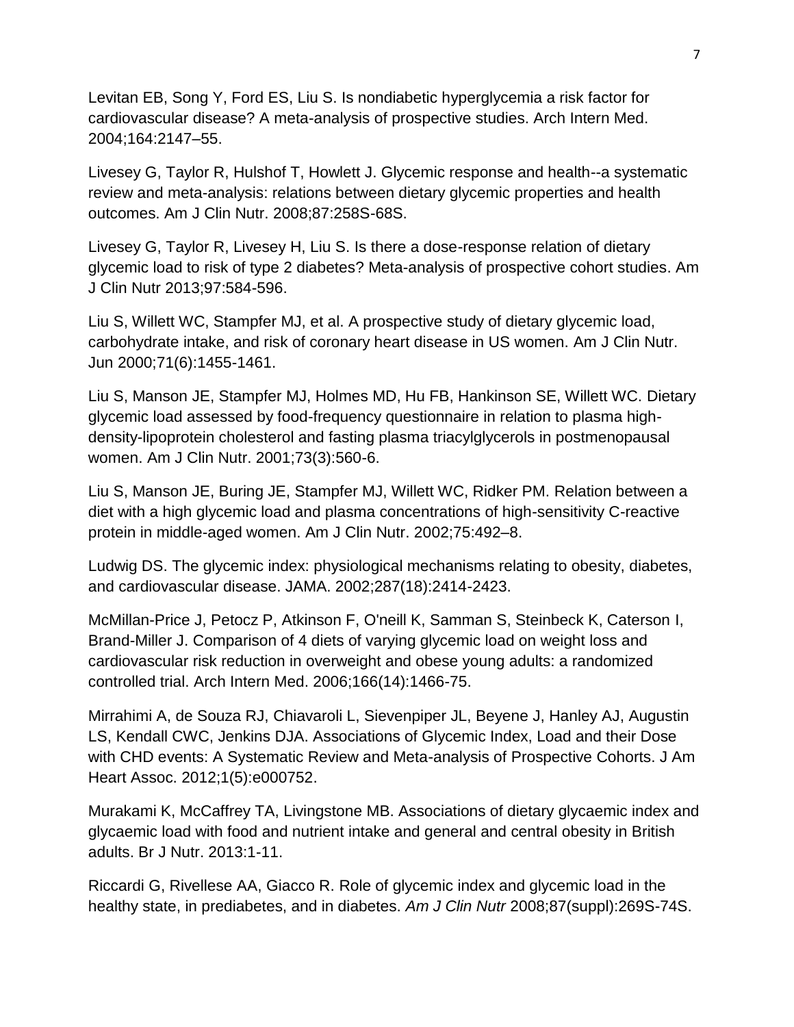Levitan EB, Song Y, Ford ES, Liu S. Is nondiabetic hyperglycemia a risk factor for cardiovascular disease? A meta-analysis of prospective studies. Arch Intern Med. 2004;164:2147–55.

Livesey G, Taylor R, Hulshof T, Howlett J. Glycemic response and health--a systematic review and meta-analysis: relations between dietary glycemic properties and health outcomes. Am J Clin Nutr. 2008;87:258S-68S.

Livesey G, Taylor R, Livesey H, Liu S. Is there a dose-response relation of dietary glycemic load to risk of type 2 diabetes? Meta-analysis of prospective cohort studies. Am J Clin Nutr 2013;97:584-596.

Liu S, Willett WC, Stampfer MJ, et al. A prospective study of dietary glycemic load, carbohydrate intake, and risk of coronary heart disease in US women. Am J Clin Nutr. Jun 2000;71(6):1455-1461.

Liu S, Manson JE, Stampfer MJ, Holmes MD, Hu FB, Hankinson SE, Willett WC. Dietary glycemic load assessed by food-frequency questionnaire in relation to plasma high-density-lipoprotein cholesterol and fasting plasma triacylglycerols in postmenopausal women. Am J Clin Nutr. 2001;73(3):560-6.

Liu S, Manson JE, Buring JE, Stampfer MJ, Willett WC, Ridker PM. Relation between a diet with a high glycemic load and plasma concentrations of high-sensitivity C-reactive protein in middle-aged women. Am J Clin Nutr. 2002;75:492–8.

Ludwig DS. The glycemic index: physiological mechanisms relating to obesity, diabetes, and cardiovascular disease. JAMA. 2002;287(18):2414-2423.

McMillan-Price J, Petocz P, Atkinson F, O'neill K, Samman S, Steinbeck K, Caterson I, Brand-Miller J. Comparison of 4 diets of varying glycemic load on weight loss and cardiovascular risk reduction in overweight and obese young adults: a randomized controlled trial. Arch Intern Med. 2006;166(14):1466-75.

Mirrahimi A, de Souza RJ, Chiavaroli L, Sievenpiper JL, Beyene J, Hanley AJ, Augustin LS, Kendall CWC, Jenkins DJA. Associations of Glycemic Index, Load and their Dose with CHD events: A Systematic Review and Meta-analysis of Prospective Cohorts. J Am Heart Assoc. 2012;1(5):e000752.

Murakami K, McCaffrey TA, Livingstone MB. Associations of dietary glycaemic index and glycaemic load with food and nutrient intake and general and central obesity in British adults. Br J Nutr. 2013:1-11.

Riccardi G, Rivellese AA, Giacco R. Role of glycemic index and glycemic load in the healthy state, in prediabetes, and in diabetes. *Am J Clin Nutr* 2008;87(suppl):269S-74S.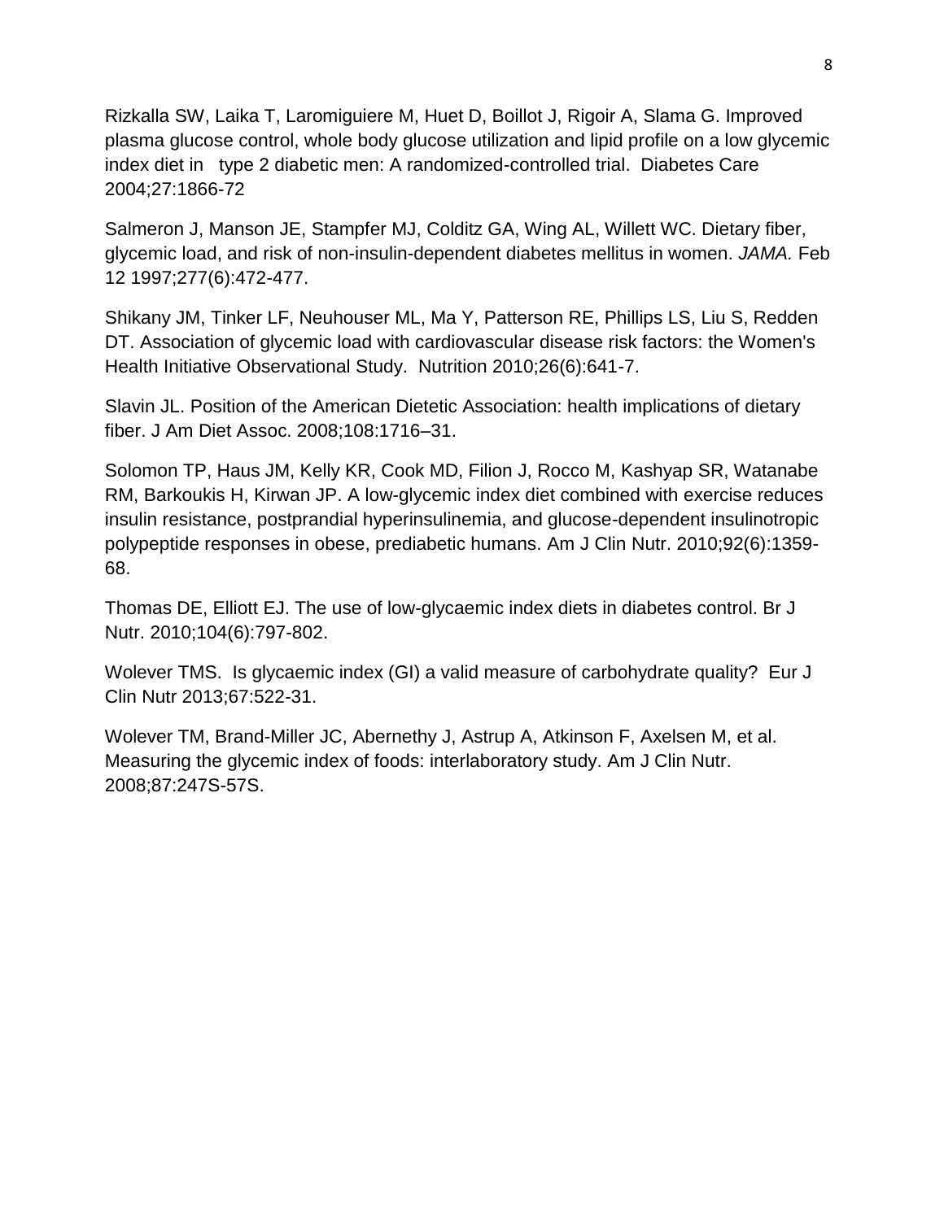Rizkalla SW, Laika T, Laromiguiere M, Huet D, Boillot J, Rigoir A, Slama G. Improved plasma glucose control, whole body glucose utilization and lipid profile on a low glycemic index diet in type 2 diabetic men: A randomized-controlled trial. Diabetes Care 2004;27:1866-72

Salmeron J, Manson JE, Stampfer MJ, Colditz GA, Wing AL, Willett WC. Dietary fiber, glycemic load, and risk of non-insulin-dependent diabetes mellitus in women. *JAMA.* Feb 12 1997;277(6):472-477.

Shikany JM, Tinker LF, Neuhouser ML, Ma Y, Patterson RE, Phillips LS, Liu S, Redden DT. Association of glycemic load with cardiovascular disease risk factors: the Women's Health Initiative Observational Study. Nutrition 2010;26(6):641-7.

Slavin JL. Position of the American Dietetic Association: health implications of dietary fiber. J Am Diet Assoc. 2008;108:1716–31.

Solomon TP, Haus JM, Kelly KR, Cook MD, Filion J, Rocco M, Kashyap SR, Watanabe RM, Barkoukis H, Kirwan JP. A low-glycemic index diet combined with exercise reduces insulin resistance, postprandial hyperinsulinemia, and glucose-dependent insulinotropic polypeptide responses in obese, prediabetic humans. Am J Clin Nutr. 2010;92(6):1359-68.

Thomas DE, Elliott EJ. The use of low-glycaemic index diets in diabetes control. Br J Nutr. 2010;104(6):797-802.

Wolever TMS. Is glycaemic index (GI) a valid measure of carbohydrate quality? Eur J Clin Nutr 2013;67:522-31.

Wolever TM, Brand-Miller JC, Abernethy J, Astrup A, Atkinson F, Axelsen M, et al. Measuring the glycemic index of foods: interlaboratory study. Am J Clin Nutr. 2008;87:247S-57S.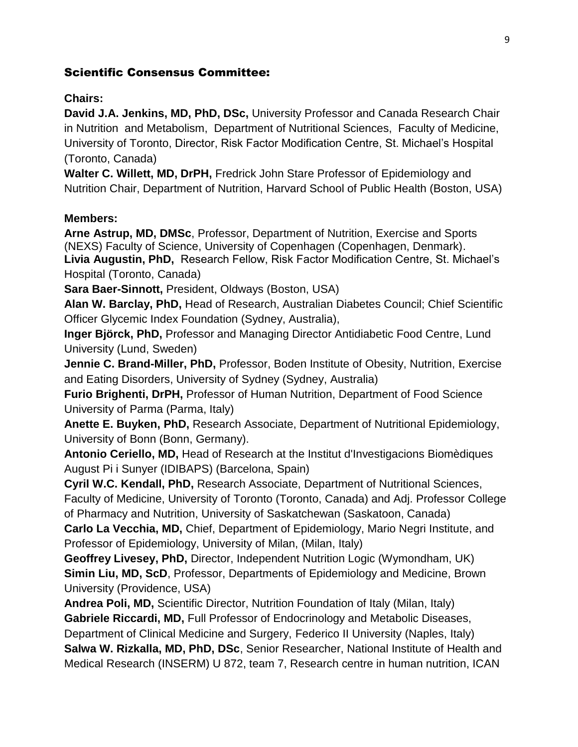## Scientific Consensus Committee:

**Chairs:**

**David J.A. Jenkins, MD, PhD, DSc,** University Professor and Canada Research Chair in Nutrition and Metabolism, Department of Nutritional Sciences, Faculty of Medicine, University of Toronto, Director, Risk Factor Modification Centre, St. Michael's Hospital (Toronto, Canada)

**Walter C. Willett, MD, DrPH,** Fredrick John Stare Professor of Epidemiology and Nutrition Chair, Department of Nutrition, Harvard School of Public Health (Boston, USA)

**Members:**

**Arne Astrup, MD, DMSc**, Professor, Department of Nutrition, Exercise and Sports (NEXS) Faculty of Science, University of Copenhagen (Copenhagen, Denmark).

**Livia Augustin, PhD,** Research Fellow, Risk Factor Modification Centre, St. Michael's Hospital (Toronto, Canada)

**Sara Baer-Sinnott,** President, Oldways (Boston, USA)

**Alan W. Barclay, PhD,** Head of Research, Australian Diabetes Council; Chief Scientific Officer Glycemic Index Foundation (Sydney, Australia),

**Inger Björck, PhD,** Professor and Managing Director Antidiabetic Food Centre, Lund University (Lund, Sweden)

**Jennie C. Brand-Miller, PhD,** Professor, Boden Institute of Obesity, Nutrition, Exercise and Eating Disorders, University of Sydney (Sydney, Australia)

**Furio Brighenti, DrPH,** Professor of Human Nutrition, Department of Food Science University of Parma (Parma, Italy)

**Anette E. Buyken, PhD,** Research Associate, Department of Nutritional Epidemiology, University of Bonn (Bonn, Germany).

**Antonio Ceriello, MD,** Head of Research at the Institut d'Investigacions Biomèdiques August Pi i Sunyer (IDIBAPS) (Barcelona, Spain)

**Cyril W.C. Kendall, PhD,** Research Associate, Department of Nutritional Sciences, Faculty of Medicine, University of Toronto (Toronto, Canada) and Adj. Professor College of Pharmacy and Nutrition, University of Saskatchewan (Saskatoon, Canada)

**Carlo La Vecchia, MD,** Chief, Department of Epidemiology, Mario Negri Institute, and Professor of Epidemiology, University of Milan, (Milan, Italy)

**Geoffrey Livesey, PhD,** Director, Independent Nutrition Logic (Wymondham, UK)

**Simin Liu, MD, ScD**, Professor, Departments of Epidemiology and Medicine, Brown University (Providence, USA)

**Andrea Poli, MD,** Scientific Director, Nutrition Foundation of Italy (Milan, Italy)

**Gabriele Riccardi, MD,** Full Professor of Endocrinology and Metabolic Diseases, Department of Clinical Medicine and Surgery, Federico II University (Naples, Italy)

**Salwa W. Rizkalla, MD, PhD, DSc**, Senior Researcher, National Institute of Health and Medical Research (INSERM) U 872, team 7, Research centre in human nutrition, ICAN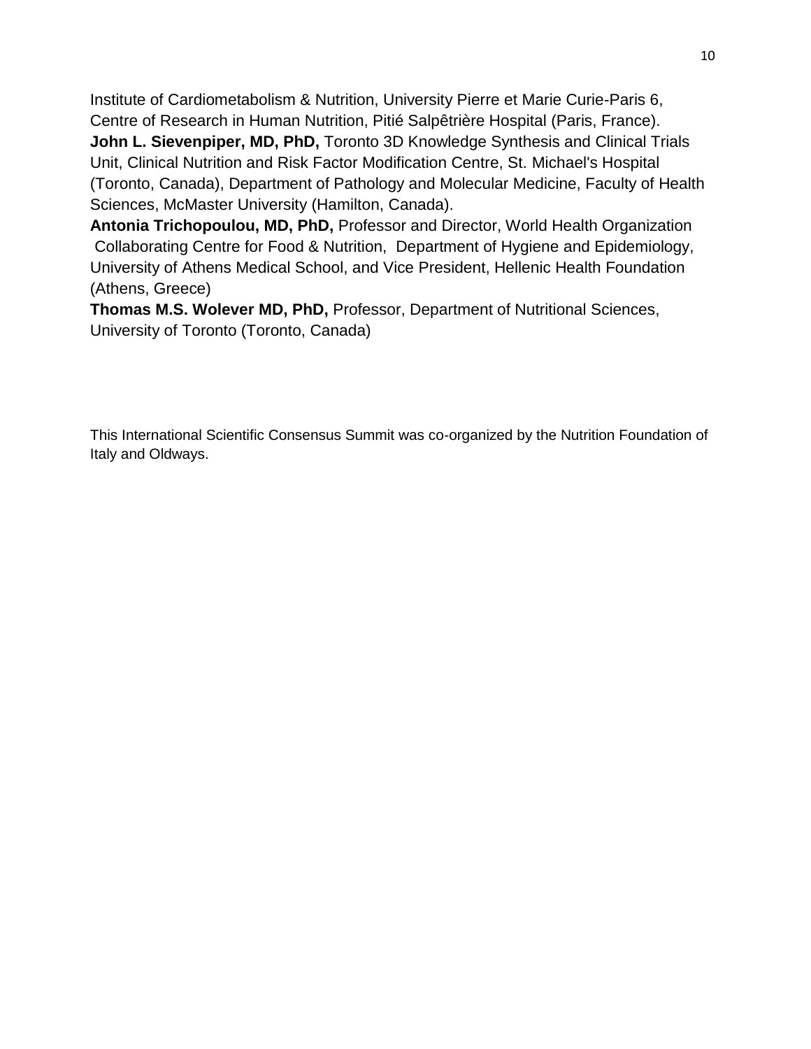Institute of Cardiometabolism & Nutrition, University Pierre et Marie Curie-Paris 6, Centre of Research in Human Nutrition, Pitié Salpêtrière Hospital (Paris, France).

**John L. Sievenpiper, MD, PhD,** Toronto 3D Knowledge Synthesis and Clinical Trials Unit, Clinical Nutrition and Risk Factor Modification Centre, St. Michael's Hospital (Toronto, Canada), Department of Pathology and Molecular Medicine, Faculty of Health Sciences, McMaster University (Hamilton, Canada).

**Antonia Trichopoulou, MD, PhD,** Professor and Director, World Health Organization Collaborating Centre for Food & Nutrition, Department of Hygiene and Epidemiology, University of Athens Medical School, and Vice President, Hellenic Health Foundation (Athens, Greece)

**Thomas M.S. Wolever MD, PhD,** Professor, Department of Nutritional Sciences, University of Toronto (Toronto, Canada)

This International Scientific Consensus Summit was co-organized by the Nutrition Foundation of Italy and Oldways.